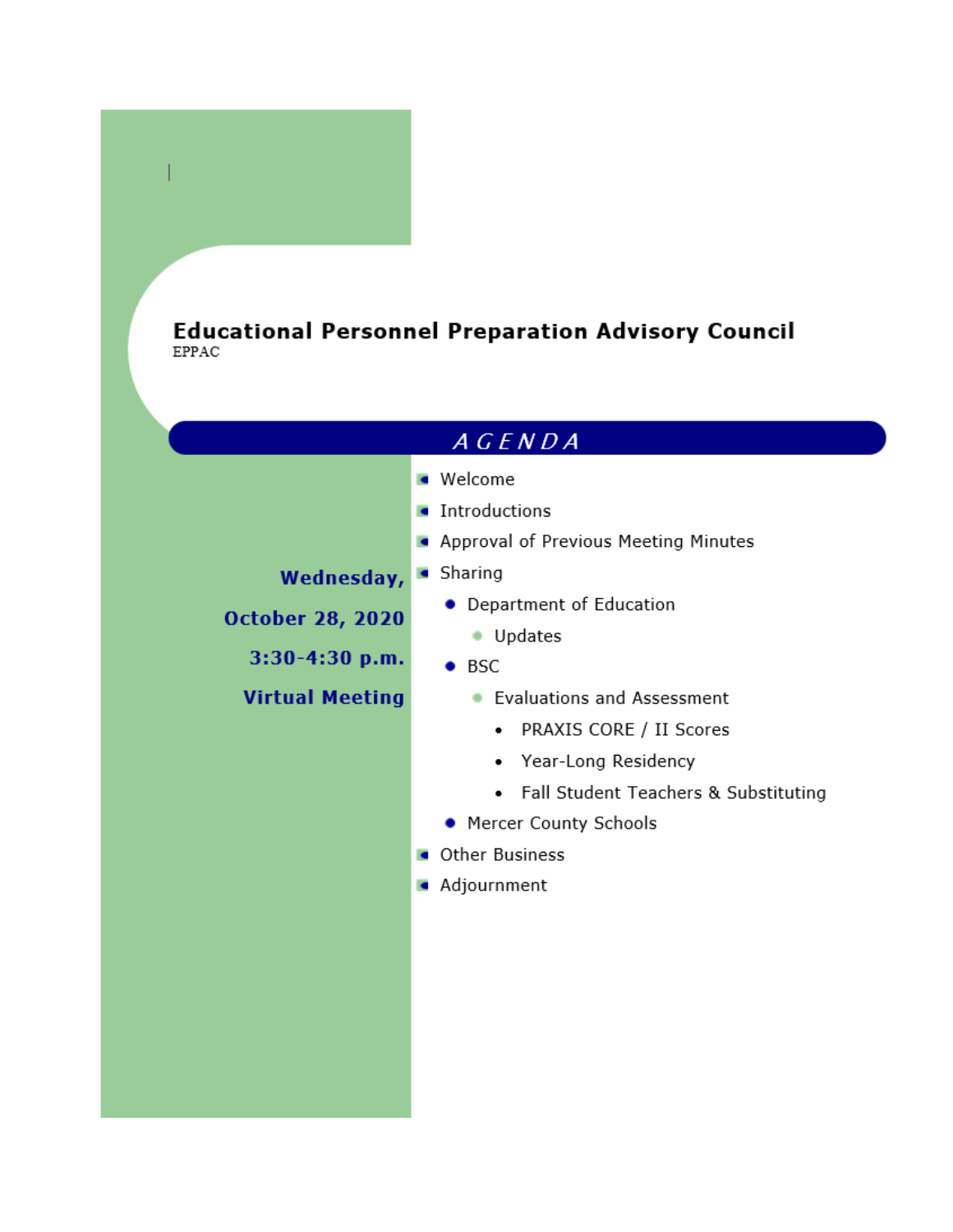# Educational Personnel Preparation Advisory Council

EPPAC

## AGENDA

**Wednesday,**

**October 28, 2020**

**3:30-4:30 p.m.**

**Virtual Meeting**

- Welcome
- Introductions
- Approval of Previous Meeting Minutes
- Sharing
  - Department of Education
    - Updates
  - BSC
    - Evaluations and Assessment
      - PRAXIS CORE / II Scores
      - Year-Long Residency
      - Fall Student Teachers & Substituting
  - Mercer County Schools
- Other Business
- Adjournment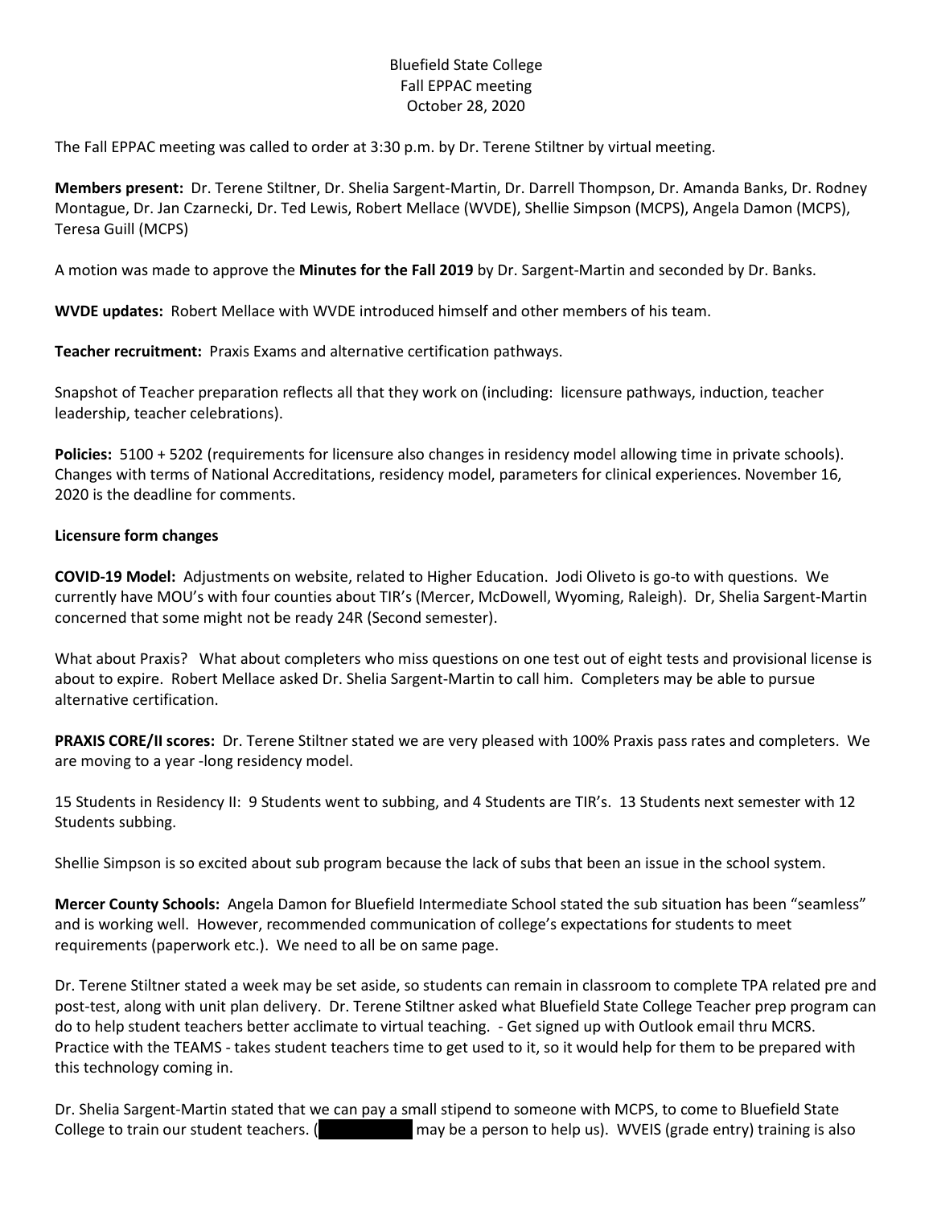Bluefield State College
Fall EPPAC meeting
October 28, 2020

The Fall EPPAC meeting was called to order at 3:30 p.m. by Dr. Terene Stiltner by virtual meeting.

**Members present:** Dr. Terene Stiltner, Dr. Shelia Sargent-Martin, Dr. Darrell Thompson, Dr. Amanda Banks, Dr. Rodney Montague, Dr. Jan Czarnecki, Dr. Ted Lewis, Robert Mellace (WVDE), Shellie Simpson (MCPS), Angela Damon (MCPS), Teresa Guill (MCPS)

A motion was made to approve the **Minutes for the Fall 2019** by Dr. Sargent-Martin and seconded by Dr. Banks.

**WVDE updates:** Robert Mellace with WVDE introduced himself and other members of his team.

**Teacher recruitment:** Praxis Exams and alternative certification pathways.

Snapshot of Teacher preparation reflects all that they work on (including: licensure pathways, induction, teacher leadership, teacher celebrations).

**Policies:** 5100 + 5202 (requirements for licensure also changes in residency model allowing time in private schools). Changes with terms of National Accreditations, residency model, parameters for clinical experiences. November 16, 2020 is the deadline for comments.

**Licensure form changes**

**COVID-19 Model:** Adjustments on website, related to Higher Education. Jodi Oliveto is go-to with questions. We currently have MOU's with four counties about TIR's (Mercer, McDowell, Wyoming, Raleigh). Dr, Shelia Sargent-Martin concerned that some might not be ready 24R (Second semester).

What about Praxis? What about completers who miss questions on one test out of eight tests and provisional license is about to expire. Robert Mellace asked Dr. Shelia Sargent-Martin to call him. Completers may be able to pursue alternative certification.

**PRAXIS CORE/II scores:** Dr. Terene Stiltner stated we are very pleased with 100% Praxis pass rates and completers. We are moving to a year -long residency model.

15 Students in Residency II: 9 Students went to subbing, and 4 Students are TIR's. 13 Students next semester with 12 Students subbing.

Shellie Simpson is so excited about sub program because the lack of subs that been an issue in the school system.

**Mercer County Schools:** Angela Damon for Bluefield Intermediate School stated the sub situation has been "seamless" and is working well. However, recommended communication of college's expectations for students to meet requirements (paperwork etc.). We need to all be on same page.

Dr. Terene Stiltner stated a week may be set aside, so students can remain in classroom to complete TPA related pre and post-test, along with unit plan delivery. Dr. Terene Stiltner asked what Bluefield State College Teacher prep program can do to help student teachers better acclimate to virtual teaching. - Get signed up with Outlook email thru MCRS. Practice with the TEAMS - takes student teachers time to get used to it, so it would help for them to be prepared with this technology coming in.

Dr. Shelia Sargent-Martin stated that we can pay a small stipend to someone with MCPS, to come to Bluefield State College to train our student teachers. ( may be a person to help us). WVEIS (grade entry) training is also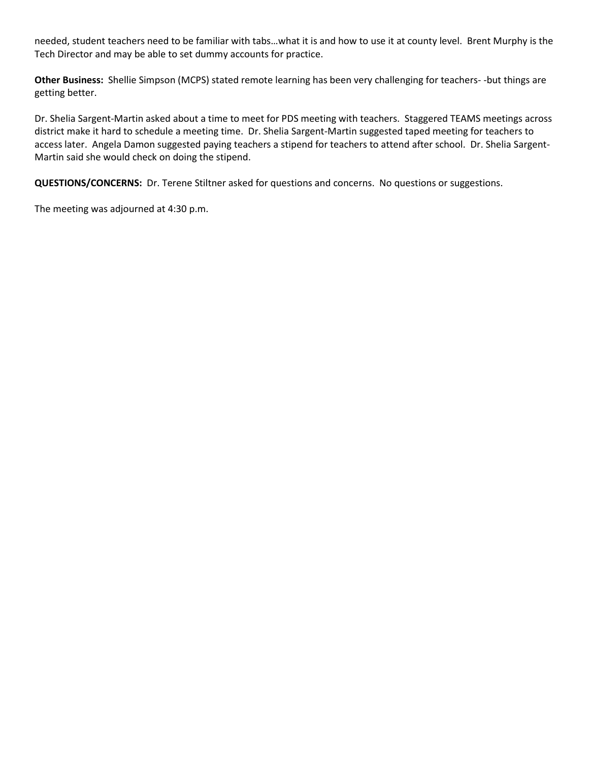needed, student teachers need to be familiar with tabs…what it is and how to use it at county level. Brent Murphy is the Tech Director and may be able to set dummy accounts for practice.

**Other Business:** Shellie Simpson (MCPS) stated remote learning has been very challenging for teachers- -but things are getting better.

Dr. Shelia Sargent-Martin asked about a time to meet for PDS meeting with teachers. Staggered TEAMS meetings across district make it hard to schedule a meeting time. Dr. Shelia Sargent-Martin suggested taped meeting for teachers to access later. Angela Damon suggested paying teachers a stipend for teachers to attend after school. Dr. Shelia Sargent-Martin said she would check on doing the stipend.

**QUESTIONS/CONCERNS:** Dr. Terene Stiltner asked for questions and concerns. No questions or suggestions.

The meeting was adjourned at 4:30 p.m.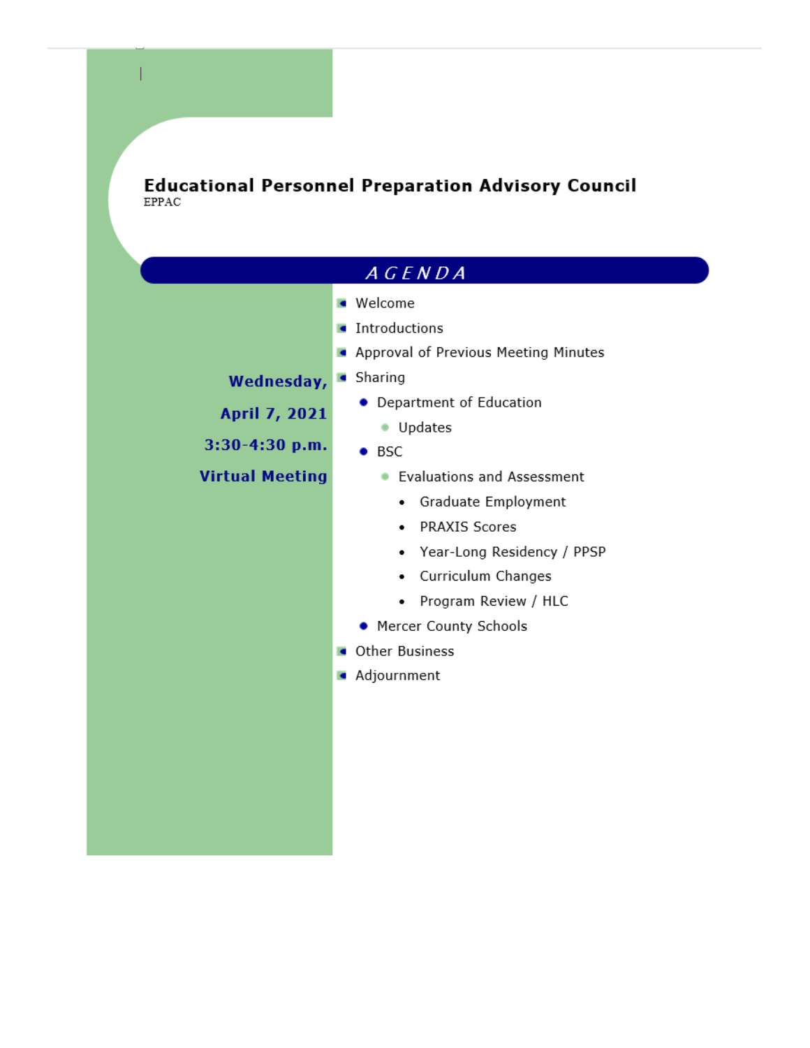# Educational Personnel Preparation Advisory Council

EPPAC

## AGENDA

**Wednesday,**

**April 7, 2021**

**3:30-4:30 p.m.**

**Virtual Meeting**

- Welcome
- Introductions
- Approval of Previous Meeting Minutes
- Sharing
  - Department of Education
    - Updates
  - BSC
    - Evaluations and Assessment
      - Graduate Employment
      - PRAXIS Scores
      - Year-Long Residency / PPSP
      - Curriculum Changes
      - Program Review / HLC
  - Mercer County Schools
- Other Business
- Adjournment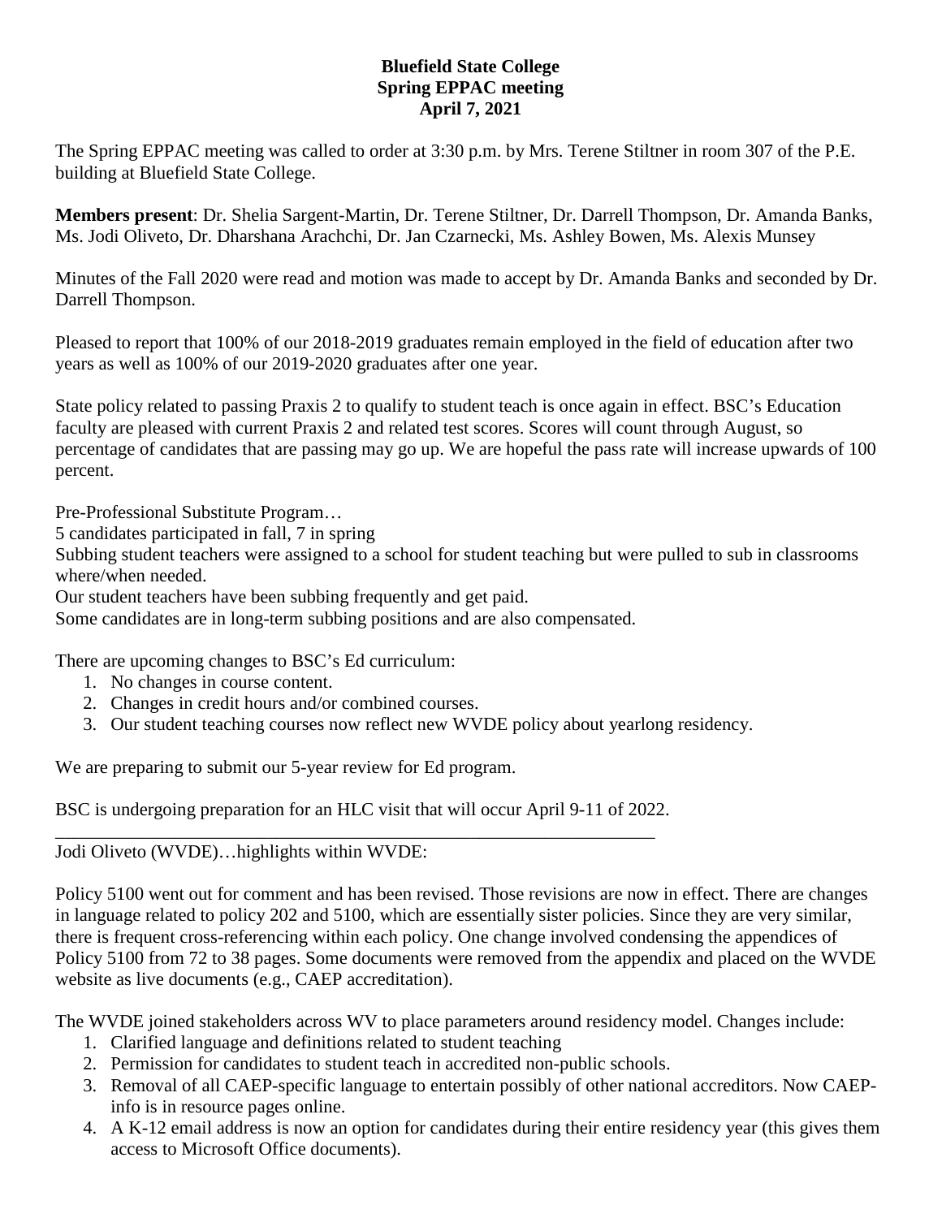**Bluefield State College**
**Spring EPPAC meeting**
**April 7, 2021**

The Spring EPPAC meeting was called to order at 3:30 p.m. by Mrs. Terene Stiltner in room 307 of the P.E. building at Bluefield State College.

**Members present**: Dr. Shelia Sargent-Martin, Dr. Terene Stiltner, Dr. Darrell Thompson, Dr. Amanda Banks, Ms. Jodi Oliveto, Dr. Dharshana Arachchi, Dr. Jan Czarnecki, Ms. Ashley Bowen, Ms. Alexis Munsey

Minutes of the Fall 2020 were read and motion was made to accept by Dr. Amanda Banks and seconded by Dr. Darrell Thompson.

Pleased to report that 100% of our 2018-2019 graduates remain employed in the field of education after two years as well as 100% of our 2019-2020 graduates after one year.

State policy related to passing Praxis 2 to qualify to student teach is once again in effect. BSC's Education faculty are pleased with current Praxis 2 and related test scores. Scores will count through August, so percentage of candidates that are passing may go up. We are hopeful the pass rate will increase upwards of 100 percent.

Pre-Professional Substitute Program…
5 candidates participated in fall, 7 in spring
Subbing student teachers were assigned to a school for student teaching but were pulled to sub in classrooms where/when needed.
Our student teachers have been subbing frequently and get paid.
Some candidates are in long-term subbing positions and are also compensated.

There are upcoming changes to BSC's Ed curriculum:

1. No changes in course content.
2. Changes in credit hours and/or combined courses.
3. Our student teaching courses now reflect new WVDE policy about yearlong residency.

We are preparing to submit our 5-year review for Ed program.

BSC is undergoing preparation for an HLC visit that will occur April 9-11 of 2022.

---

Jodi Oliveto (WVDE)…highlights within WVDE:

Policy 5100 went out for comment and has been revised. Those revisions are now in effect. There are changes in language related to policy 202 and 5100, which are essentially sister policies. Since they are very similar, there is frequent cross-referencing within each policy. One change involved condensing the appendices of Policy 5100 from 72 to 38 pages. Some documents were removed from the appendix and placed on the WVDE website as live documents (e.g., CAEP accreditation).

The WVDE joined stakeholders across WV to place parameters around residency model. Changes include:

1. Clarified language and definitions related to student teaching
2. Permission for candidates to student teach in accredited non-public schools.
3. Removal of all CAEP-specific language to entertain possibly of other national accreditors. Now CAEP-info is in resource pages online.
4. A K-12 email address is now an option for candidates during their entire residency year (this gives them access to Microsoft Office documents).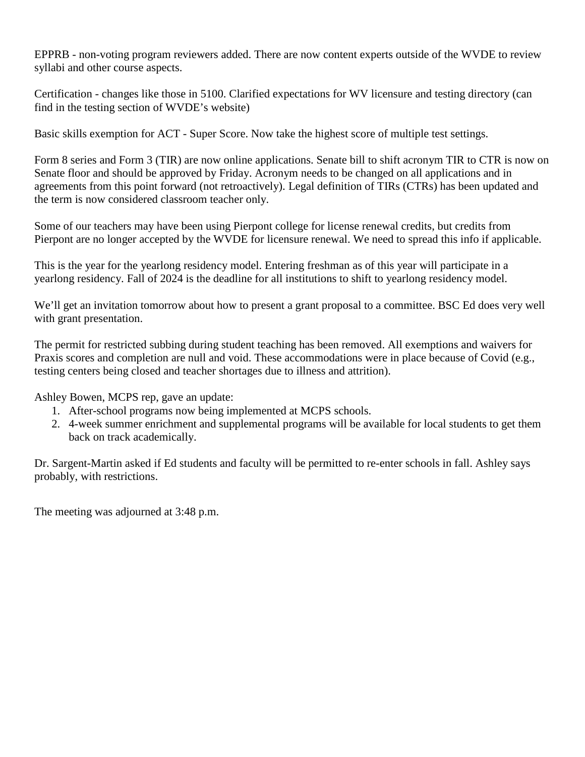EPPRB - non-voting program reviewers added. There are now content experts outside of the WVDE to review syllabi and other course aspects.

Certification - changes like those in 5100. Clarified expectations for WV licensure and testing directory (can find in the testing section of WVDE's website)

Basic skills exemption for ACT - Super Score. Now take the highest score of multiple test settings.

Form 8 series and Form 3 (TIR) are now online applications. Senate bill to shift acronym TIR to CTR is now on Senate floor and should be approved by Friday. Acronym needs to be changed on all applications and in agreements from this point forward (not retroactively). Legal definition of TIRs (CTRs) has been updated and the term is now considered classroom teacher only.

Some of our teachers may have been using Pierpont college for license renewal credits, but credits from Pierpont are no longer accepted by the WVDE for licensure renewal. We need to spread this info if applicable.

This is the year for the yearlong residency model. Entering freshman as of this year will participate in a yearlong residency. Fall of 2024 is the deadline for all institutions to shift to yearlong residency model.

We'll get an invitation tomorrow about how to present a grant proposal to a committee. BSC Ed does very well with grant presentation.

The permit for restricted subbing during student teaching has been removed. All exemptions and waivers for Praxis scores and completion are null and void. These accommodations were in place because of Covid (e.g., testing centers being closed and teacher shortages due to illness and attrition).

Ashley Bowen, MCPS rep, gave an update:

1. After-school programs now being implemented at MCPS schools.
2. 4-week summer enrichment and supplemental programs will be available for local students to get them back on track academically.

Dr. Sargent-Martin asked if Ed students and faculty will be permitted to re-enter schools in fall. Ashley says probably, with restrictions.

The meeting was adjourned at 3:48 p.m.